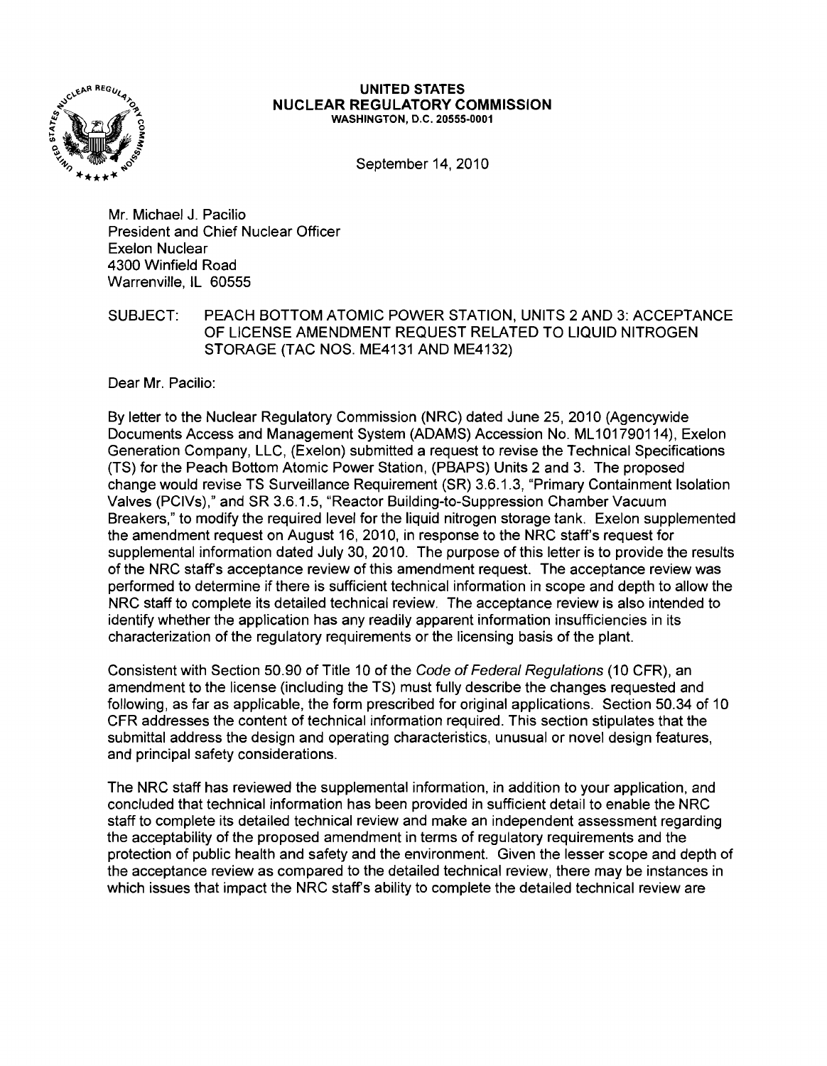**UNITED STATES**
**NUCLEAR REGULATORY COMMISSION**
**WASHINGTON, D.C. 20555-0001**

September 14, 2010

Mr. Michael J. Pacilio
President and Chief Nuclear Officer
Exelon Nuclear
4300 Winfield Road
Warrenville, IL 60555

SUBJECT: PEACH BOTTOM ATOMIC POWER STATION, UNITS 2 AND 3: ACCEPTANCE OF LICENSE AMENDMENT REQUEST RELATED TO LIQUID NITROGEN STORAGE (TAC NOS. ME4131 AND ME4132)

Dear Mr. Pacilio:

By letter to the Nuclear Regulatory Commission (NRC) dated June 25, 2010 (Agencywide Documents Access and Management System (ADAMS) Accession No. ML101790114), Exelon Generation Company, LLC, (Exelon) submitted a request to revise the Technical Specifications (TS) for the Peach Bottom Atomic Power Station, (PBAPS) Units 2 and 3. The proposed change would revise TS Surveillance Requirement (SR) 3.6.1.3, "Primary Containment Isolation Valves (PCIVs)," and SR 3.6.1.5, "Reactor Building-to-Suppression Chamber Vacuum Breakers," to modify the required level for the liquid nitrogen storage tank. Exelon supplemented the amendment request on August 16, 2010, in response to the NRC staff's request for supplemental information dated July 30, 2010. The purpose of this letter is to provide the results of the NRC staff's acceptance review of this amendment request. The acceptance review was performed to determine if there is sufficient technical information in scope and depth to allow the NRC staff to complete its detailed technical review. The acceptance review is also intended to identify whether the application has any readily apparent information insufficiencies in its characterization of the regulatory requirements or the licensing basis of the plant.

Consistent with Section 50.90 of Title 10 of the *Code of Federal Regulations* (10 CFR), an amendment to the license (including the TS) must fully describe the changes requested and following, as far as applicable, the form prescribed for original applications. Section 50.34 of 10 CFR addresses the content of technical information required. This section stipulates that the submittal address the design and operating characteristics, unusual or novel design features, and principal safety considerations.

The NRC staff has reviewed the supplemental information, in addition to your application, and concluded that technical information has been provided in sufficient detail to enable the NRC staff to complete its detailed technical review and make an independent assessment regarding the acceptability of the proposed amendment in terms of regulatory requirements and the protection of public health and safety and the environment. Given the lesser scope and depth of the acceptance review as compared to the detailed technical review, there may be instances in which issues that impact the NRC staff's ability to complete the detailed technical review are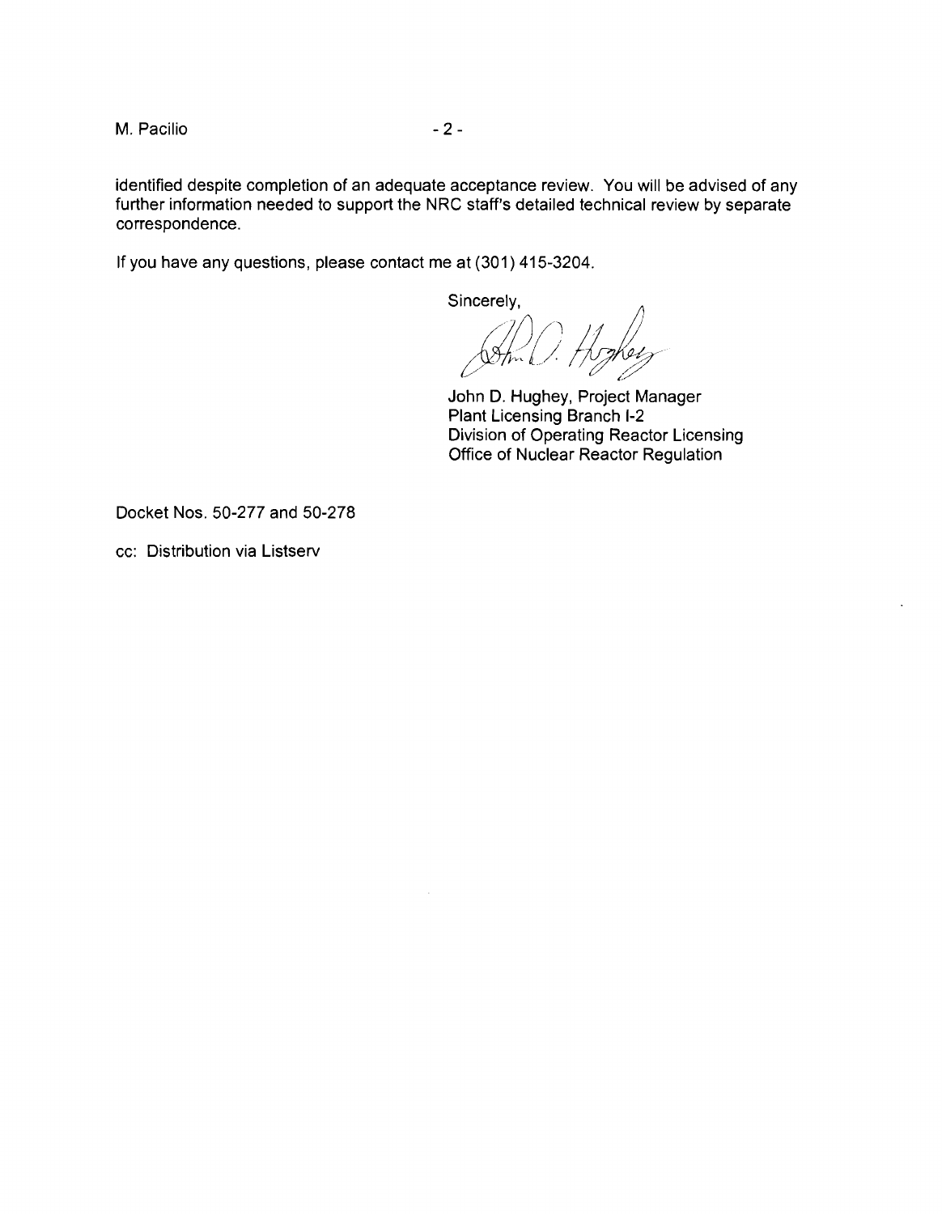identified despite completion of an adequate acceptance review. You will be advised of any further information needed to support the NRC staff's detailed technical review by separate correspondence.

If you have any questions, please contact me at (301) 415-3204.

Sincerely,

John D. Hughey, Project Manager
Plant Licensing Branch I-2
Division of Operating Reactor Licensing
Office of Nuclear Reactor Regulation

Docket Nos. 50-277 and 50-278

cc: Distribution via Listserv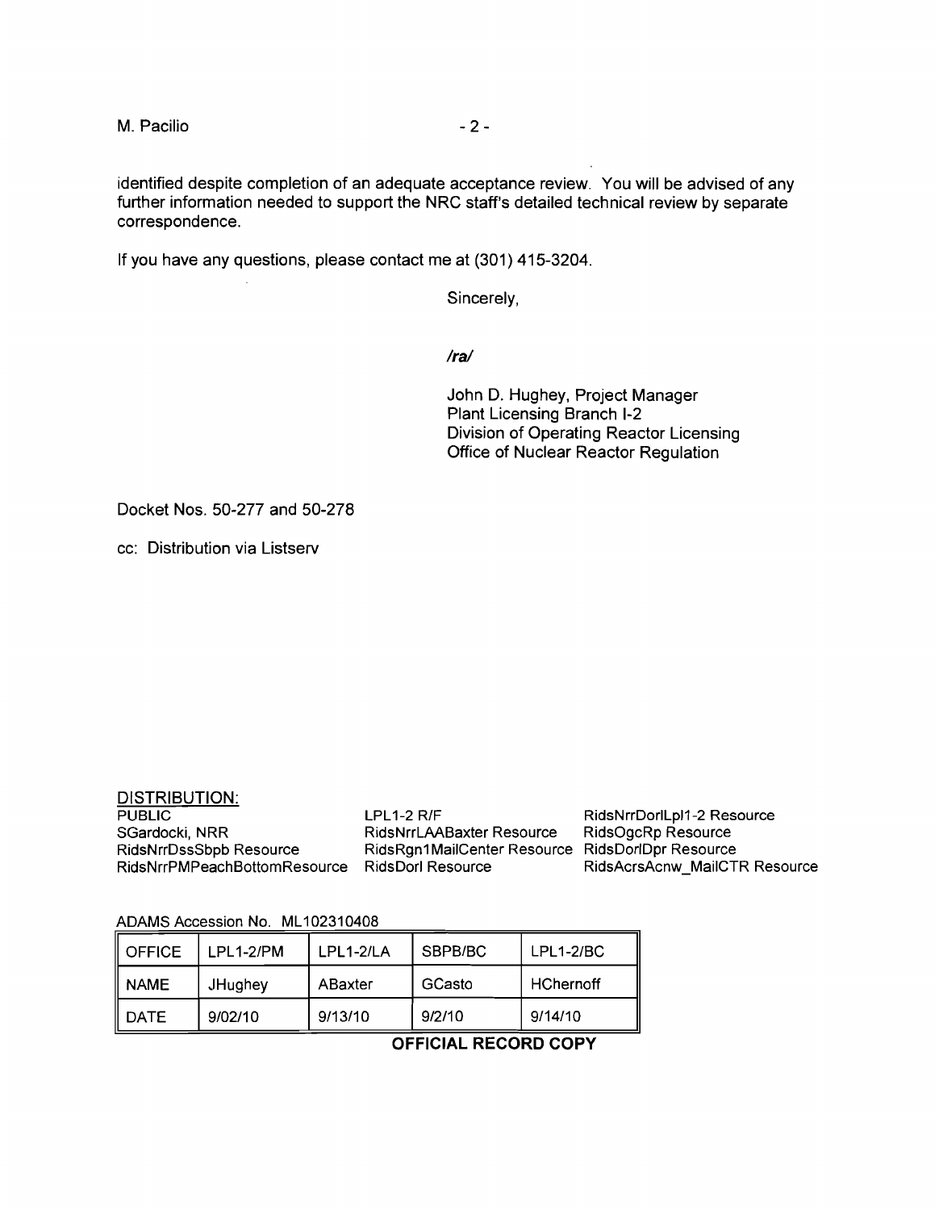identified despite completion of an adequate acceptance review. You will be advised of any further information needed to support the NRC staff's detailed technical review by separate correspondence.

If you have any questions, please contact me at (301) 415-3204.

Sincerely,

*/ra/*

John D. Hughey, Project Manager
Plant Licensing Branch I-2
Division of Operating Reactor Licensing
Office of Nuclear Reactor Regulation

Docket Nos. 50-277 and 50-278

cc: Distribution via Listserv

DISTRIBUTION:

PUBLIC
LPL1-2 R/F
RidsNrrDorlLpl1-2 Resource
SGardocki, NRR
RidsNrrLAABaxter Resource
RidsOgcRp Resource
RidsNrrDssSbpb Resource
RidsRgn1MailCenter Resource
RidsDorlDpr Resource
RidsNrrPMPeachBottomResource
RidsDorl Resource
RidsAcrsAcnw_MailCTR Resource

ADAMS Accession No. ML102310408

| OFFICE | LPL1-2/PM | LPL1-2/LA | SBPB/BC | LPL1-2/BC |
|---|---|---|---|---|
| NAME | JHughey | ABaxter | GCasto | HChernoff |
| DATE | 9/02/10 | 9/13/10 | 9/2/10 | 9/14/10 |

**OFFICIAL RECORD COPY**